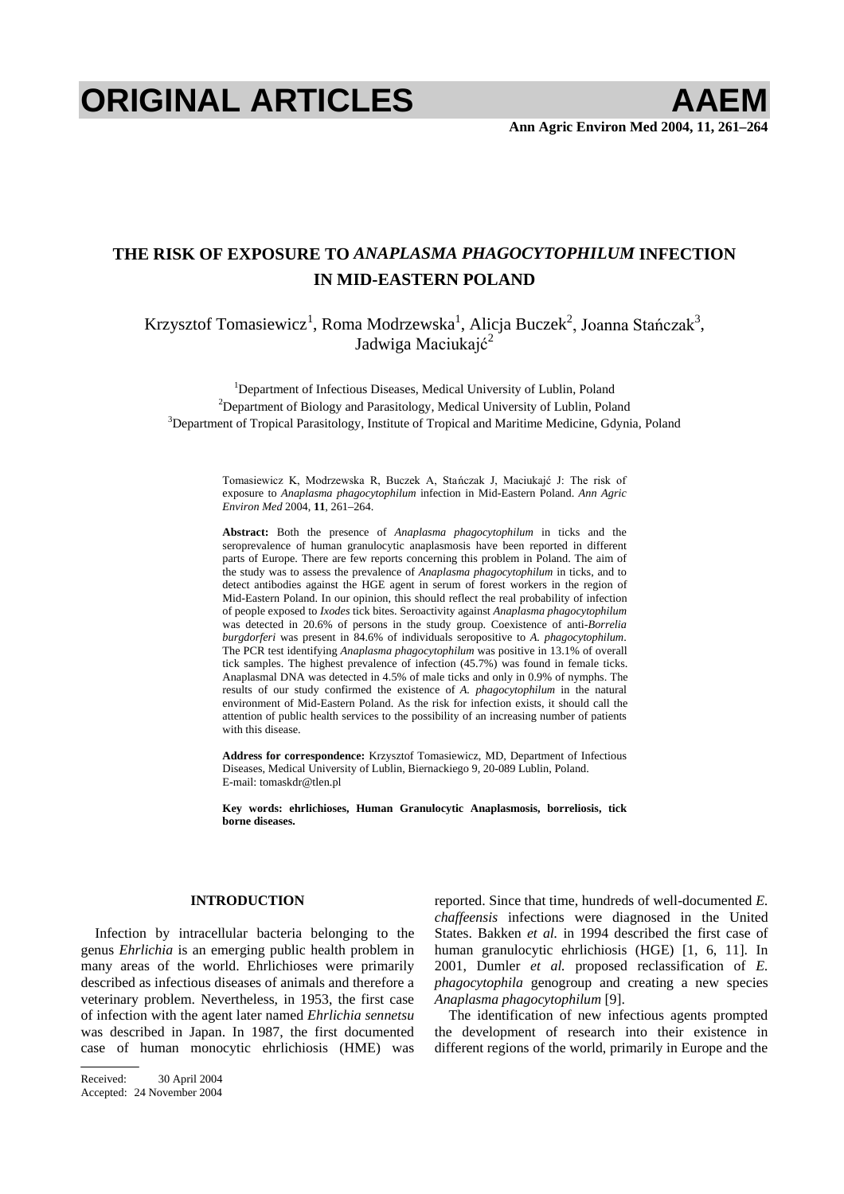# THE RISK OF EXPOSURE TO *ANAPLASMA PHAGOCYTOPHILUM* INFECTION IN MID-EASTERN POLAND

Krzysztof Tomasiewicz[1], Roma Modrzewska[1], Alicja Buczek[2], Joanna Stańczak[3], Jadwiga Maciukajć[2]

[1]Department of Infectious Diseases, Medical University of Lublin, Poland
[2]Department of Biology and Parasitology, Medical University of Lublin, Poland
[3]Department of Tropical Parasitology, Institute of Tropical and Maritime Medicine, Gdynia, Poland

Tomasiewicz K, Modrzewska R, Buczek A, Stańczak J, Maciukajć J: The risk of exposure to *Anaplasma phagocytophilum* infection in Mid-Eastern Poland. *Ann Agric Environ Med* 2004, **11**, 261–264.

**Abstract:** Both the presence of *Anaplasma phagocytophilum* in ticks and the seroprevalence of human granulocytic anaplasmosis have been reported in different parts of Europe. There are few reports concerning this problem in Poland. The aim of the study was to assess the prevalence of *Anaplasma phagocytophilum* in ticks, and to detect antibodies against the HGE agent in serum of forest workers in the region of Mid-Eastern Poland. In our opinion, this should reflect the real probability of infection of people exposed to *Ixodes* tick bites. Seroactivity against *Anaplasma phagocytophilum* was detected in 20.6% of persons in the study group. Coexistence of anti-*Borrelia burgdorferi* was present in 84.6% of individuals seropositive to *A. phagocytophilum*. The PCR test identifying *Anaplasma phagocytophilum* was positive in 13.1% of overall tick samples. The highest prevalence of infection (45.7%) was found in female ticks. Anaplasmal DNA was detected in 4.5% of male ticks and only in 0.9% of nymphs. The results of our study confirmed the existence of *A. phagocytophilum* in the natural environment of Mid-Eastern Poland. As the risk for infection exists, it should call the attention of public health services to the possibility of an increasing number of patients with this disease.

**Address for correspondence:** Krzysztof Tomasiewicz, MD, Department of Infectious Diseases, Medical University of Lublin, Biernackiego 9, 20-089 Lublin, Poland. E-mail: tomaskdr@tlen.pl

**Key words: ehrlichioses, Human Granulocytic Anaplasmosis, borreliosis, tick borne diseases.**

## INTRODUCTION

Infection by intracellular bacteria belonging to the genus *Ehrlichia* is an emerging public health problem in many areas of the world. Ehrlichioses were primarily described as infectious diseases of animals and therefore a veterinary problem. Nevertheless, in 1953, the first case of infection with the agent later named *Ehrlichia sennetsu* was described in Japan. In 1987, the first documented case of human monocytic ehrlichiosis (HME) was reported. Since that time, hundreds of well-documented *E. chaffeensis* infections were diagnosed in the United States. Bakken *et al.* in 1994 described the first case of human granulocytic ehrlichiosis (HGE) [1, 6, 11]. In 2001, Dumler *et al.* proposed reclassification of *E. phagocytophila* genogroup and creating a new species *Anaplasma phagocytophilum* [9].

The identification of new infectious agents prompted the development of research into their existence in different regions of the world, primarily in Europe and the

Received: 30 April 2004
Accepted: 24 November 2004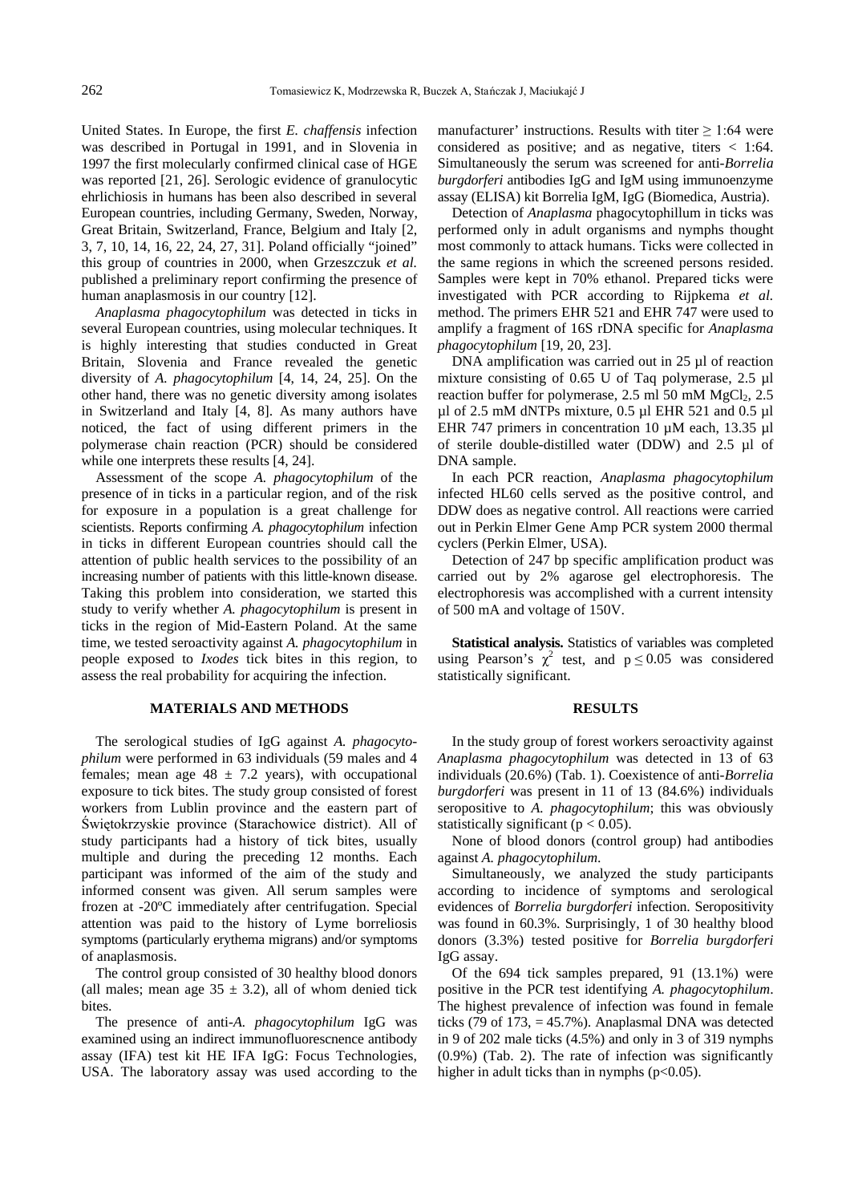United States. In Europe, the first *E. chaffensis* infection was described in Portugal in 1991, and in Slovenia in 1997 the first molecularly confirmed clinical case of HGE was reported [21, 26]. Serologic evidence of granulocytic ehrlichiosis in humans has been also described in several European countries, including Germany, Sweden, Norway, Great Britain, Switzerland, France, Belgium and Italy [2, 3, 7, 10, 14, 16, 22, 24, 27, 31]. Poland officially "joined" this group of countries in 2000, when Grzeszczuk *et al.* published a preliminary report confirming the presence of human anaplasmosis in our country [12].

*Anaplasma phagocytophilum* was detected in ticks in several European countries, using molecular techniques. It is highly interesting that studies conducted in Great Britain, Slovenia and France revealed the genetic diversity of *A. phagocytophilum* [4, 14, 24, 25]. On the other hand, there was no genetic diversity among isolates in Switzerland and Italy [4, 8]. As many authors have noticed, the fact of using different primers in the polymerase chain reaction (PCR) should be considered while one interprets these results [4, 24].

Assessment of the scope *A. phagocytophilum* of the presence of in ticks in a particular region, and of the risk for exposure in a population is a great challenge for scientists. Reports confirming *A. phagocytophilum* infection in ticks in different European countries should call the attention of public health services to the possibility of an increasing number of patients with this little-known disease. Taking this problem into consideration, we started this study to verify whether *A. phagocytophilum* is present in ticks in the region of Mid-Eastern Poland. At the same time, we tested seroactivity against *A. phagocytophilum* in people exposed to *Ixodes* tick bites in this region, to assess the real probability for acquiring the infection.

## MATERIALS AND METHODS

The serological studies of IgG against *A. phagocytophilum* were performed in 63 individuals (59 males and 4 females; mean age $48 \pm 7.2$ years), with occupational exposure to tick bites. The study group consisted of forest workers from Lublin province and the eastern part of Świętokrzyskie province (Starachowice district). All of study participants had a history of tick bites, usually multiple and during the preceding 12 months. Each participant was informed of the aim of the study and informed consent was given. All serum samples were frozen at -20ºC immediately after centrifugation. Special attention was paid to the history of Lyme borreliosis symptoms (particularly erythema migrans) and/or symptoms of anaplasmosis.

The control group consisted of 30 healthy blood donors (all males; mean age $35 \pm 3.2$), all of whom denied tick bites.

The presence of anti-*A. phagocytophilum* IgG was examined using an indirect immunofluorescnence antibody assay (IFA) test kit HE IFA IgG: Focus Technologies, USA. The laboratory assay was used according to the manufacturer' instructions. Results with titer ≥ 1:64 were considered as positive; and as negative, titers < 1:64. Simultaneously the serum was screened for anti-*Borrelia burgdorferi* antibodies IgG and IgM using immunoenzyme assay (ELISA) kit Borrelia IgM, IgG (Biomedica, Austria).

Detection of *Anaplasma* phagocytophillum in ticks was performed only in adult organisms and nymphs thought most commonly to attack humans. Ticks were collected in the same regions in which the screened persons resided. Samples were kept in 70% ethanol. Prepared ticks were investigated with PCR according to Rijpkema *et al.* method. The primers EHR 521 and EHR 747 were used to amplify a fragment of 16S rDNA specific for *Anaplasma phagocytophilum* [19, 20, 23].

DNA amplification was carried out in 25 µl of reaction mixture consisting of 0.65 U of Taq polymerase, 2.5 µl reaction buffer for polymerase, 2.5 ml 50 mM $MgCl_2$, 2.5 µl of 2.5 mM dNTPs mixture, 0.5 µl EHR 521 and 0.5 µl EHR 747 primers in concentration 10 µM each, 13.35 µl of sterile double-distilled water (DDW) and 2.5 µl of DNA sample.

In each PCR reaction, *Anaplasma phagocytophilum* infected HL60 cells served as the positive control, and DDW does as negative control. All reactions were carried out in Perkin Elmer Gene Amp PCR system 2000 thermal cyclers (Perkin Elmer, USA).

Detection of 247 bp specific amplification product was carried out by 2% agarose gel electrophoresis. The electrophoresis was accomplished with a current intensity of 500 mA and voltage of 150V.

**Statistical analysis.** Statistics of variables was completed using Pearson's $\chi^2$ test, and $p \leq 0.05$ was considered statistically significant.

## RESULTS

In the study group of forest workers seroactivity against *Anaplasma phagocytophilum* was detected in 13 of 63 individuals (20.6%) (Tab. 1). Coexistence of anti-*Borrelia burgdorferi* was present in 11 of 13 (84.6%) individuals seropositive to *A. phagocytophilum*; this was obviously statistically significant ($p < 0.05$).

None of blood donors (control group) had antibodies against *A. phagocytophilum*.

Simultaneously, we analyzed the study participants according to incidence of symptoms and serological evidences of *Borrelia burgdorferi* infection. Seropositivity was found in 60.3%. Surprisingly, 1 of 30 healthy blood donors (3.3%) tested positive for *Borrelia burgdorferi* IgG assay.

Of the 694 tick samples prepared, 91 (13.1%) were positive in the PCR test identifying *A. phagocytophilum*. The highest prevalence of infection was found in female ticks (79 of 173, = 45.7%). Anaplasmal DNA was detected in 9 of 202 male ticks (4.5%) and only in 3 of 319 nymphs (0.9%) (Tab. 2). The rate of infection was significantly higher in adult ticks than in nymphs ($p<0.05$).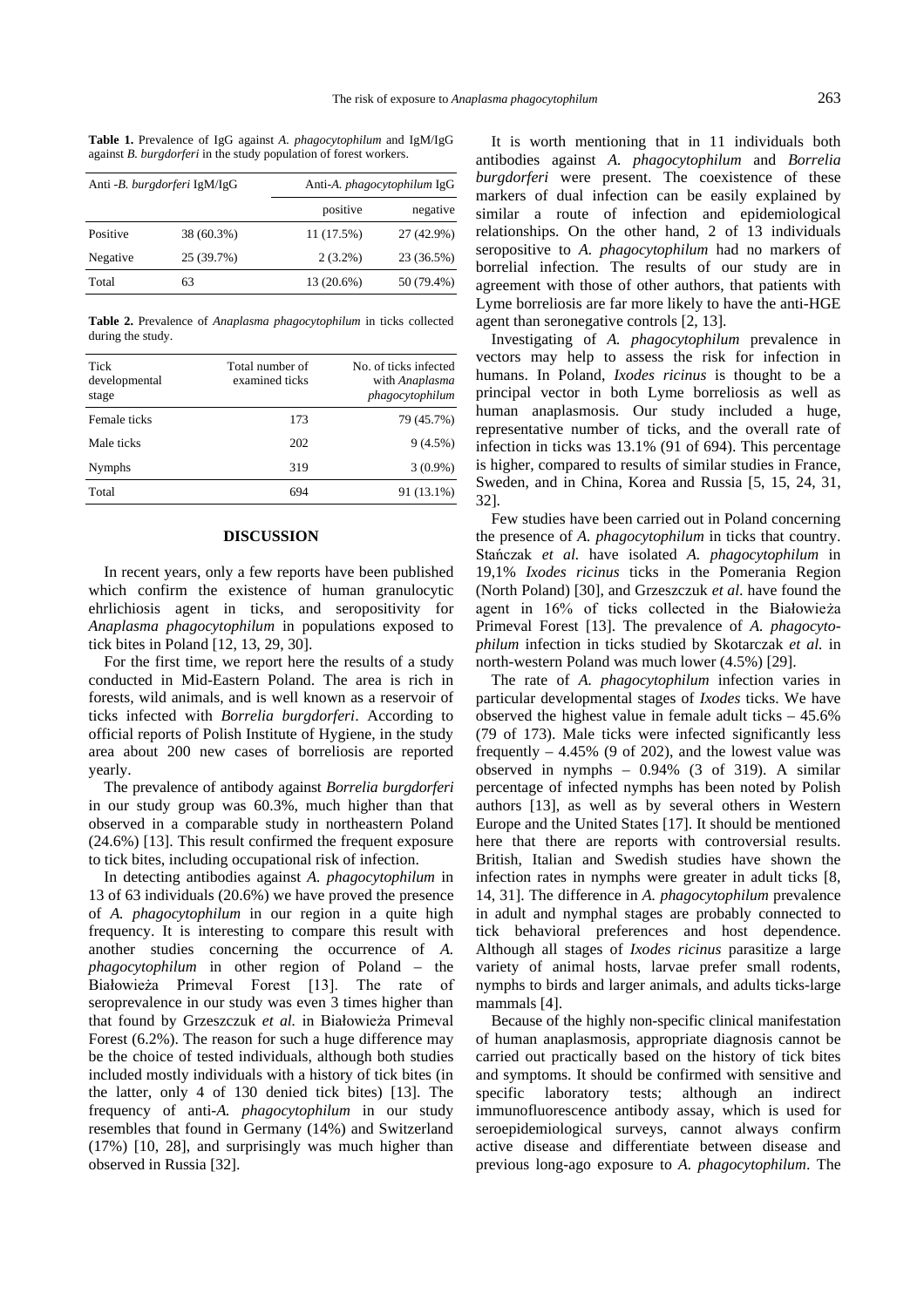**Table 1.** Prevalence of IgG against *A. phagocytophilum* and IgM/IgG against *B. burgdorferi* in the study population of forest workers.

| Anti -*B. burgdorferi* IgM/IgG | | Anti-*A. phagocytophilum* IgG | |
|---|---|---|---|
| | | positive | negative |
| Positive | 38 (60.3%) | 11 (17.5%) | 27 (42.9%) |
| Negative | 25 (39.7%) | 2 (3.2%) | 23 (36.5%) |
| Total | 63 | 13 (20.6%) | 50 (79.4%) |

**Table 2.** Prevalence of *Anaplasma phagocytophilum* in ticks collected during the study.

| Tick developmental stage | Total number of examined ticks | No. of ticks infected with *Anaplasma phagocytophilum* |
|---|---|---|
| Female ticks | 173 | 79 (45.7%) |
| Male ticks | 202 | 9 (4.5%) |
| Nymphs | 319 | 3 (0.9%) |
| Total | 694 | 91 (13.1%) |

## DISCUSSION

In recent years, only a few reports have been published which confirm the existence of human granulocytic ehrlichiosis agent in ticks, and seropositivity for *Anaplasma phagocytophilum* in populations exposed to tick bites in Poland [12, 13, 29, 30].

For the first time, we report here the results of a study conducted in Mid-Eastern Poland. The area is rich in forests, wild animals, and is well known as a reservoir of ticks infected with *Borrelia burgdorferi*. According to official reports of Polish Institute of Hygiene, in the study area about 200 new cases of borreliosis are reported yearly.

The prevalence of antibody against *Borrelia burgdorferi* in our study group was 60.3%, much higher than that observed in a comparable study in northeastern Poland (24.6%) [13]. This result confirmed the frequent exposure to tick bites, including occupational risk of infection.

In detecting antibodies against *A. phagocytophilum* in 13 of 63 individuals (20.6%) we have proved the presence of *A. phagocytophilum* in our region in a quite high frequency. It is interesting to compare this result with another studies concerning the occurrence of *A. phagocytophilum* in other region of Poland – the Białowieża Primeval Forest [13]. The rate of seroprevalence in our study was even 3 times higher than that found by Grzeszczuk *et al.* in Białowieża Primeval Forest (6.2%). The reason for such a huge difference may be the choice of tested individuals, although both studies included mostly individuals with a history of tick bites (in the latter, only 4 of 130 denied tick bites) [13]. The frequency of anti-*A. phagocytophilum* in our study resembles that found in Germany (14%) and Switzerland (17%) [10, 28], and surprisingly was much higher than observed in Russia [32].

It is worth mentioning that in 11 individuals both antibodies against *A. phagocytophilum* and *Borrelia burgdorferi* were present. The coexistence of these markers of dual infection can be easily explained by similar a route of infection and epidemiological relationships. On the other hand, 2 of 13 individuals seropositive to *A. phagocytophilum* had no markers of borrelial infection. The results of our study are in agreement with those of other authors, that patients with Lyme borreliosis are far more likely to have the anti-HGE agent than seronegative controls [2, 13].

Investigating of *A. phagocytophilum* prevalence in vectors may help to assess the risk for infection in humans. In Poland, *Ixodes ricinus* is thought to be a principal vector in both Lyme borreliosis as well as human anaplasmosis. Our study included a huge, representative number of ticks, and the overall rate of infection in ticks was 13.1% (91 of 694). This percentage is higher, compared to results of similar studies in France, Sweden, and in China, Korea and Russia [5, 15, 24, 31, 32].

Few studies have been carried out in Poland concerning the presence of *A. phagocytophilum* in ticks that country. Stańczak *et al.* have isolated *A. phagocytophilum* in 19,1% *Ixodes ricinus* ticks in the Pomerania Region (North Poland) [30], and Grzeszczuk *et al*. have found the agent in 16% of ticks collected in the Białowieża Primeval Forest [13]. The prevalence of *A. phagocytophilum* infection in ticks studied by Skotarczak *et al.* in north-western Poland was much lower (4.5%) [29].

The rate of *A. phagocytophilum* infection varies in particular developmental stages of *Ixodes* ticks. We have observed the highest value in female adult ticks – 45.6% (79 of 173). Male ticks were infected significantly less frequently – 4.45% (9 of 202), and the lowest value was observed in nymphs – 0.94% (3 of 319). A similar percentage of infected nymphs has been noted by Polish authors [13], as well as by several others in Western Europe and the United States [17]. It should be mentioned here that there are reports with controversial results. British, Italian and Swedish studies have shown the infection rates in nymphs were greater in adult ticks [8, 14, 31]. The difference in *A. phagocytophilum* prevalence in adult and nymphal stages are probably connected to tick behavioral preferences and host dependence. Although all stages of *Ixodes ricinus* parasitize a large variety of animal hosts, larvae prefer small rodents, nymphs to birds and larger animals, and adults ticks-large mammals [4].

Because of the highly non-specific clinical manifestation of human anaplasmosis, appropriate diagnosis cannot be carried out practically based on the history of tick bites and symptoms. It should be confirmed with sensitive and specific laboratory tests; although an indirect immunofluorescence antibody assay, which is used for seroepidemiological surveys, cannot always confirm active disease and differentiate between disease and previous long-ago exposure to *A. phagocytophilum*. The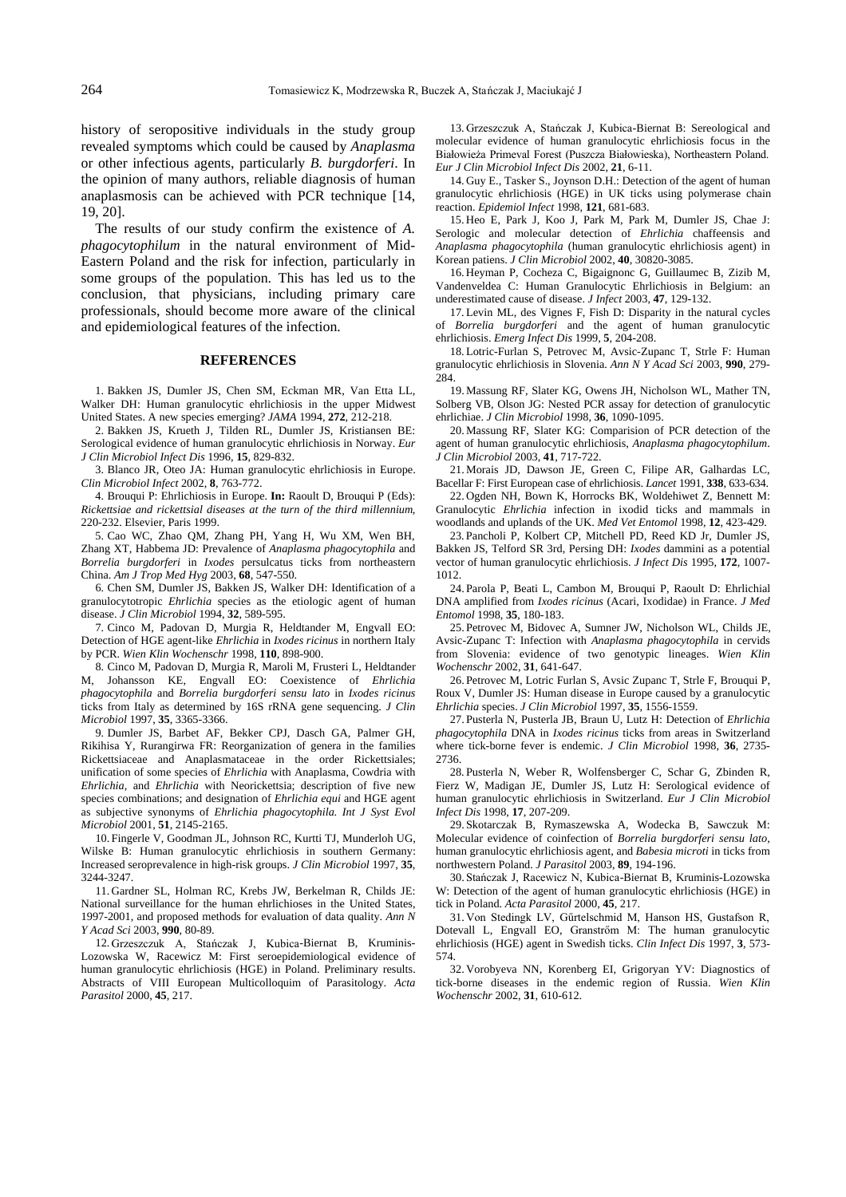history of seropositive individuals in the study group revealed symptoms which could be caused by *Anaplasma* or other infectious agents, particularly *B. burgdorferi*. In the opinion of many authors, reliable diagnosis of human anaplasmosis can be achieved with PCR technique [14, 19, 20].

The results of our study confirm the existence of *A. phagocytophilum* in the natural environment of Mid-Eastern Poland and the risk for infection, particularly in some groups of the population. This has led us to the conclusion, that physicians, including primary care professionals, should become more aware of the clinical and epidemiological features of the infection.

## REFERENCES

1. Bakken JS, Dumler JS, Chen SM, Eckman MR, Van Etta LL, Walker DH: Human granulocytic ehrlichiosis in the upper Midwest United States. A new species emerging? *JAMA* 1994, **272**, 212-218.

2. Bakken JS, Krueth J, Tilden RL, Dumler JS, Kristiansen BE: Serological evidence of human granulocytic ehrlichiosis in Norway. *Eur J Clin Microbiol Infect Dis* 1996, **15**, 829-832.

3. Blanco JR, Oteo JA: Human granulocytic ehrlichiosis in Europe. *Clin Microbiol Infect* 2002, **8**, 763-772.

4. Brouqui P: Ehrlichiosis in Europe. **In:** Raoult D, Brouqui P (Eds): *Rickettsiae and rickettsial diseases at the turn of the third millennium,* 220-232. Elsevier, Paris 1999.

5. Cao WC, Zhao QM, Zhang PH, Yang H, Wu XM, Wen BH, Zhang XT, Habbema JD: Prevalence of *Anaplasma phagocytophila* and *Borrelia burgdorferi* in *Ixodes* persulcatus ticks from northeastern China. *Am J Trop Med Hyg* 2003, **68**, 547-550.

6. Chen SM, Dumler JS, Bakken JS, Walker DH: Identification of a granulocytotropic *Ehrlichia* species as the etiologic agent of human disease. *J Clin Microbiol* 1994, **32**, 589-595.

7. Cinco M, Padovan D, Murgia R, Heldtander M, Engvall EO: Detection of HGE agent-like *Ehrlichia* in *Ixodes ricinus* in northern Italy by PCR. *Wien Klin Wochenschr* 1998, **110**, 898-900.

8. Cinco M, Padovan D, Murgia R, Maroli M, Frusteri L, Heldtander M, Johansson KE, Engvall EO: Coexistence of *Ehrlichia phagocytophila* and *Borrelia burgdorferi sensu lato* in *Ixodes ricinus* ticks from Italy as determined by 16S rRNA gene sequencing. *J Clin Microbiol* 1997, **35**, 3365-3366.

9. Dumler JS, Barbet AF, Bekker CPJ, Dasch GA, Palmer GH, Rikihisa Y, Rurangirwa FR: Reorganization of genera in the families Rickettsiaceae and Anaplasmataceae in the order Rickettsiales; unification of some species of *Ehrlichia* with Anaplasma, Cowdria with *Ehrlichia,* and *Ehrlichia* with Neorickettsia; description of five new species combinations; and designation of *Ehrlichia equi* and HGE agent as subjective synonyms of *Ehrlichia phagocytophila. Int J Syst Evol Microbiol* 2001, **51**, 2145-2165.

10. Fingerle V, Goodman JL, Johnson RC, Kurtti TJ, Munderloh UG, Wilske B: Human granulocytic ehrlichiosis in southern Germany: Increased seroprevalence in high-risk groups. *J Clin Microbiol* 1997, **35**, 3244-3247.

11. Gardner SL, Holman RC, Krebs JW, Berkelman R, Childs JE: National surveillance for the human ehrlichioses in the United States, 1997-2001, and proposed methods for evaluation of data quality. *Ann N Y Acad Sci* 2003, **990**, 80-89.

12. Grzeszczuk A, Stańczak J, Kubica-Biernat B, Kruminis-Lozowska W, Racewicz M: First seroepidemiological evidence of human granulocytic ehrlichiosis (HGE) in Poland. Preliminary results. Abstracts of VIII European Multicolloquim of Parasitology. *Acta Parasitol* 2000, **45**, 217.

13. Grzeszczuk A, Stańczak J, Kubica-Biernat B: Sereological and molecular evidence of human granulocytic ehrlichiosis focus in the Białowieża Primeval Forest (Puszcza Białowieska), Northeastern Poland. *Eur J Clin Microbiol Infect Dis* 2002, **21**, 6-11.

14. Guy E., Tasker S., Joynson D.H.: Detection of the agent of human granulocytic ehrlichiosis (HGE) in UK ticks using polymerase chain reaction. *Epidemiol Infect* 1998, **121**, 681-683.

15. Heo E, Park J, Koo J, Park M, Park M, Dumler JS, Chae J: Serologic and molecular detection of *Ehrlichia* chaffeensis and *Anaplasma phagocytophila* (human granulocytic ehrlichiosis agent) in Korean patiens. *J Clin Microbiol* 2002, **40**, 30820-3085.

16. Heyman P, Cocheza C, Bigaignonc G, Guillaumec B, Zizib M, Vandenveldea C: Human Granulocytic Ehrlichiosis in Belgium: an underestimated cause of disease. *J Infect* 2003, **47**, 129-132.

17. Levin ML, des Vignes F, Fish D: Disparity in the natural cycles of *Borrelia burgdorferi* and the agent of human granulocytic ehrlichiosis. *Emerg Infect Dis* 1999, **5**, 204-208.

18. Lotric-Furlan S, Petrovec M, Avsic-Zupanc T, Strle F: Human granulocytic ehrlichiosis in Slovenia. *Ann N Y Acad Sci* 2003, **990**, 279-284.

19. Massung RF, Slater KG, Owens JH, Nicholson WL, Mather TN, Solberg VB, Olson JG: Nested PCR assay for detection of granulocytic ehrlichiae. *J Clin Microbiol* 1998, **36**, 1090-1095.

20. Massung RF, Slater KG: Comparision of PCR detection of the agent of human granulocytic ehrlichiosis, *Anaplasma phagocytophilum*. *J Clin Microbiol* 2003, **41**, 717-722.

21. Morais JD, Dawson JE, Green C, Filipe AR, Galhardas LC, Bacellar F: First European case of ehrlichiosis. *Lancet* 1991, **338**, 633-634.

22. Ogden NH, Bown K, Horrocks BK, Woldehiwet Z, Bennett M: Granulocytic *Ehrlichia* infection in ixodid ticks and mammals in woodlands and uplands of the UK. *Med Vet Entomol* 1998, **12**, 423-429.

23. Pancholi P, Kolbert CP, Mitchell PD, Reed KD Jr, Dumler JS, Bakken JS, Telford SR 3rd, Persing DH: *Ixodes* dammini as a potential vector of human granulocytic ehrlichiosis. *J Infect Dis* 1995, **172**, 1007-1012.

24. Parola P, Beati L, Cambon M, Brouqui P, Raoult D: Ehrlichial DNA amplified from *Ixodes ricinus* (Acari, Ixodidae) in France. *J Med Entomol* 1998, **35**, 180-183.

25. Petrovec M, Bidovec A, Sumner JW, Nicholson WL, Childs JE, Avsic-Zupanc T: Infection with *Anaplasma phagocytophila* in cervids from Slovenia: evidence of two genotypic lineages. *Wien Klin Wochenschr* 2002, **31**, 641-647.

26. Petrovec M, Lotric Furlan S, Avsic Zupanc T, Strle F, Brouqui P, Roux V, Dumler JS: Human disease in Europe caused by a granulocytic *Ehrlichia* species. *J Clin Microbiol* 1997, **35**, 1556-1559.

27. Pusterla N, Pusterla JB, Braun U, Lutz H: Detection of *Ehrlichia phagocytophila* DNA in *Ixodes ricinus* ticks from areas in Switzerland where tick-borne fever is endemic. *J Clin Microbiol* 1998, **36**, 2735-2736.

28. Pusterla N, Weber R, Wolfensberger C, Schar G, Zbinden R, Fierz W, Madigan JE, Dumler JS, Lutz H: Serological evidence of human granulocytic ehrlichiosis in Switzerland. *Eur J Clin Microbiol Infect Dis* 1998, **17**, 207-209.

29. Skotarczak B, Rymaszewska A, Wodecka B, Sawczuk M: Molecular evidence of coinfection of *Borrelia burgdorferi sensu lato*, human granulocytic ehrlichiosis agent, and *Babesia microti* in ticks from northwestern Poland. *J Parasitol* 2003, **89**, 194-196.

30. Stańczak J, Racewicz N, Kubica-Biernat B, Kruminis-Lozowska W: Detection of the agent of human granulocytic ehrlichiosis (HGE) in tick in Poland. *Acta Parasitol* 2000, **45**, 217.

31. Von Stedingk LV, Gűrtelschmid M, Hanson HS, Gustafson R, Dotevall L, Engvall EO, Granstrőm M: The human granulocytic ehrlichiosis (HGE) agent in Swedish ticks. *Clin Infect Dis* 1997, **3**, 573-574.

32. Vorobyeva NN, Korenberg EI, Grigoryan YV: Diagnostics of tick-borne diseases in the endemic region of Russia. *Wien Klin Wochenschr* 2002, **31**, 610-612.